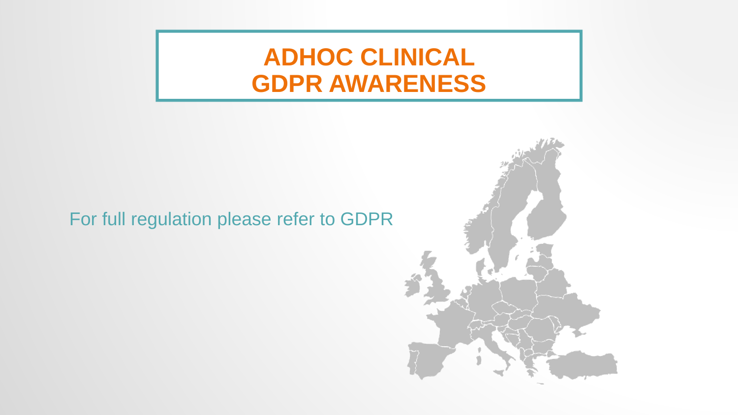# ADHOC CLINICAL
# GDPR AWARENESS

For full regulation please refer to GDPR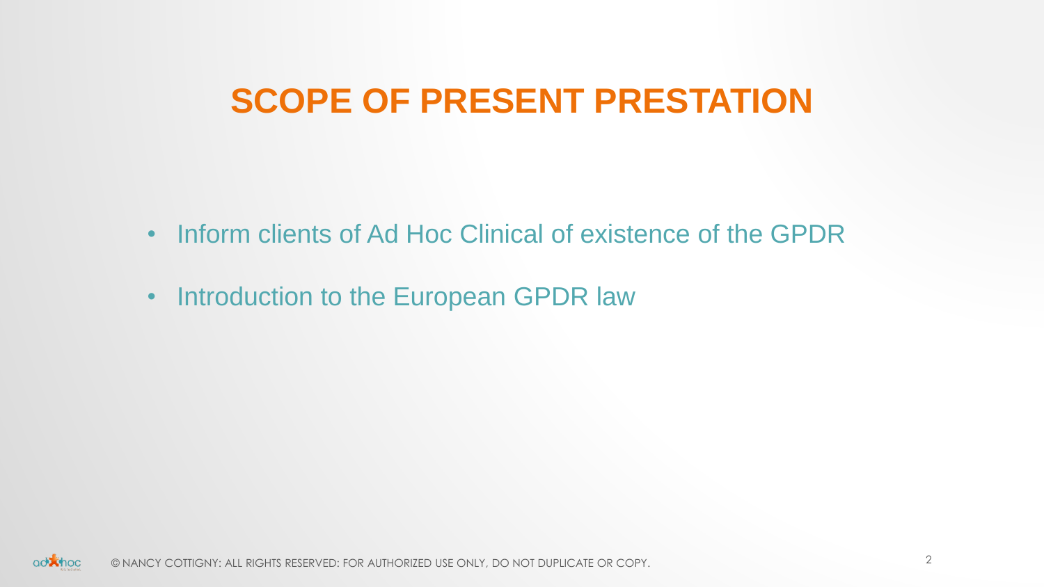# SCOPE OF PRESENT PRESTATION

- Inform clients of Ad Hoc Clinical of existence of the GPDR
- Introduction to the European GPDR law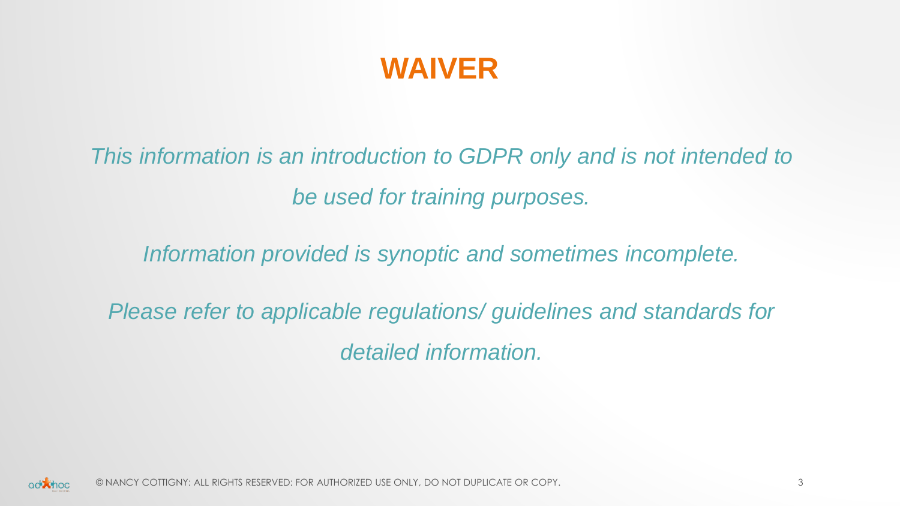# WAIVER

*This information is an introduction to GDPR only and is not intended to be used for training purposes.*

*Information provided is synoptic and sometimes incomplete.*

*Please refer to applicable regulations/ guidelines and standards for detailed information.*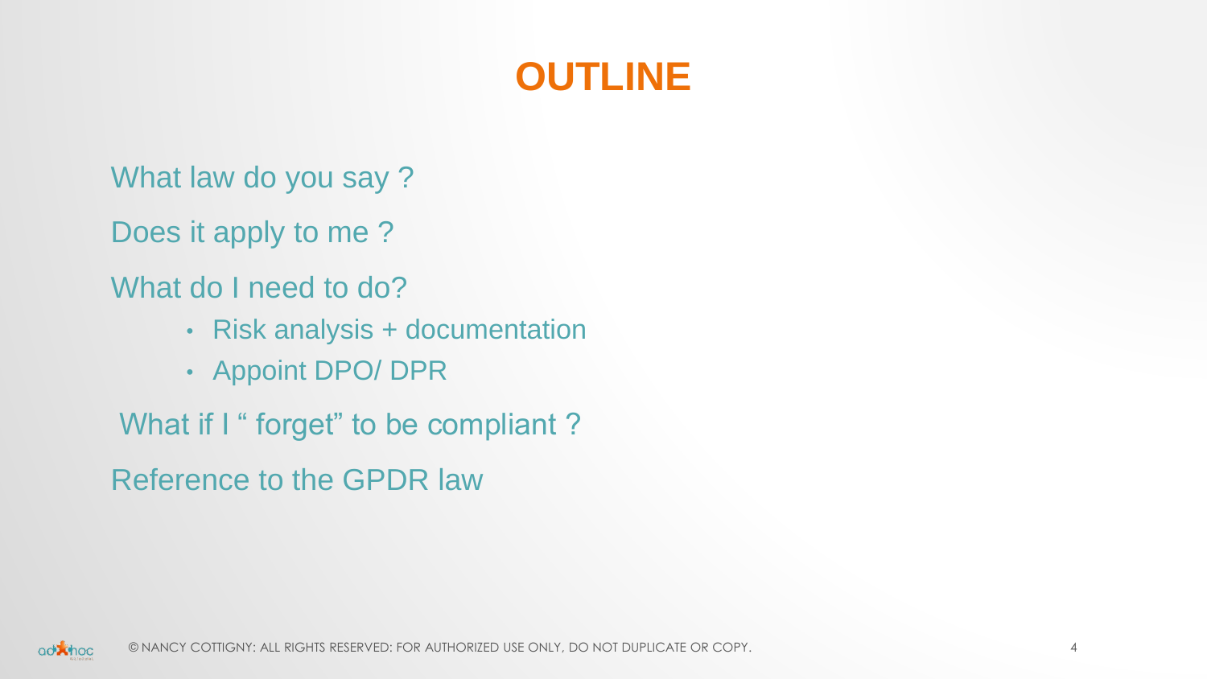# OUTLINE

What law do you say ?

Does it apply to me ?

What do I need to do?

- Risk analysis + documentation
- Appoint DPO/ DPR

What if I " forget" to be compliant ?

Reference to the GPDR law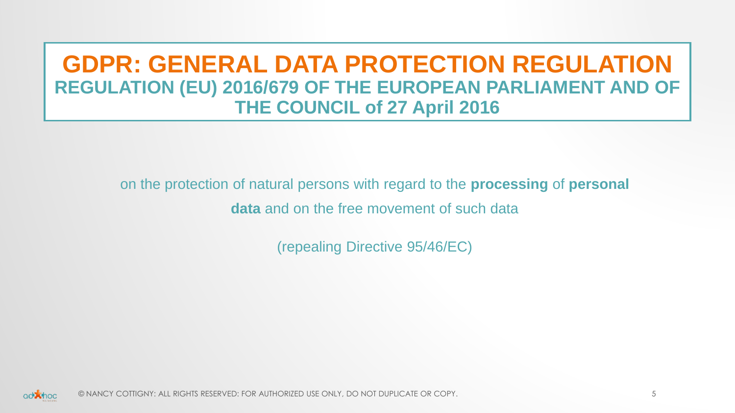# GDPR: GENERAL DATA PROTECTION REGULATION

## REGULATION (EU) 2016/679 OF THE EUROPEAN PARLIAMENT AND OF THE COUNCIL of 27 April 2016

on the protection of natural persons with regard to the **processing** of **personal data** and on the free movement of such data

(repealing Directive 95/46/EC)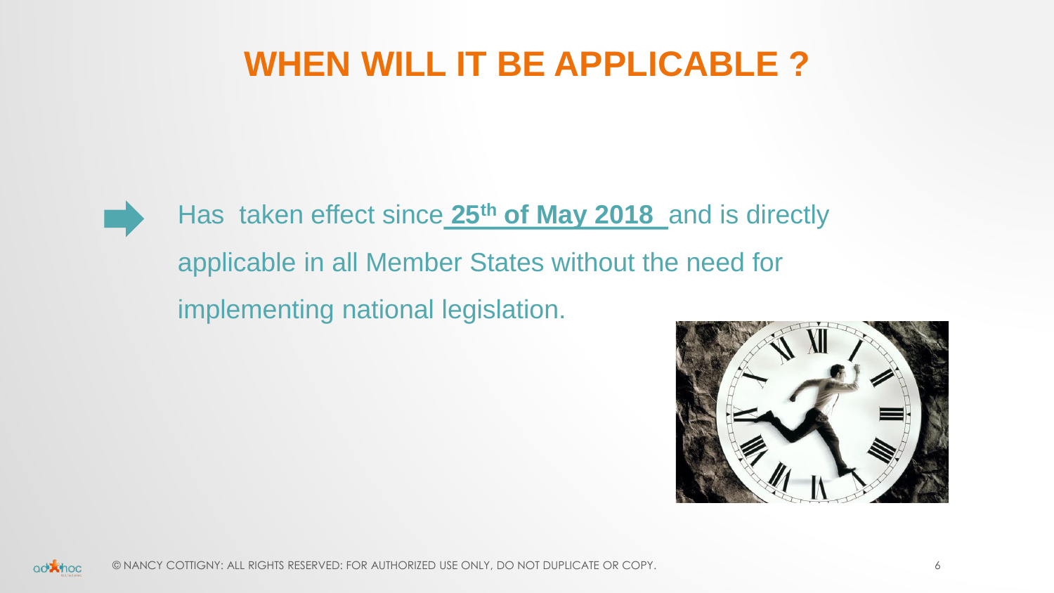# WHEN WILL IT BE APPLICABLE ?

- Has taken effect since **25th of May 2018** and is directly applicable in all Member States without the need for implementing national legislation.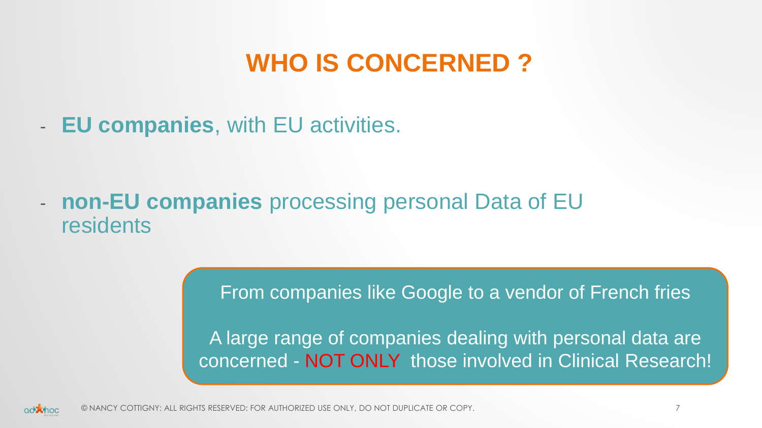# WHO IS CONCERNED ?

- **EU companies**, with EU activities.

- **non-EU companies** processing personal Data of EU residents

From companies like Google to a vendor of French fries

A large range of companies dealing with personal data are concerned - NOT ONLY those involved in Clinical Research!

© NANCY COTTIGNY: ALL RIGHTS RESERVED: FOR AUTHORIZED USE ONLY, DO NOT DUPLICATE OR COPY.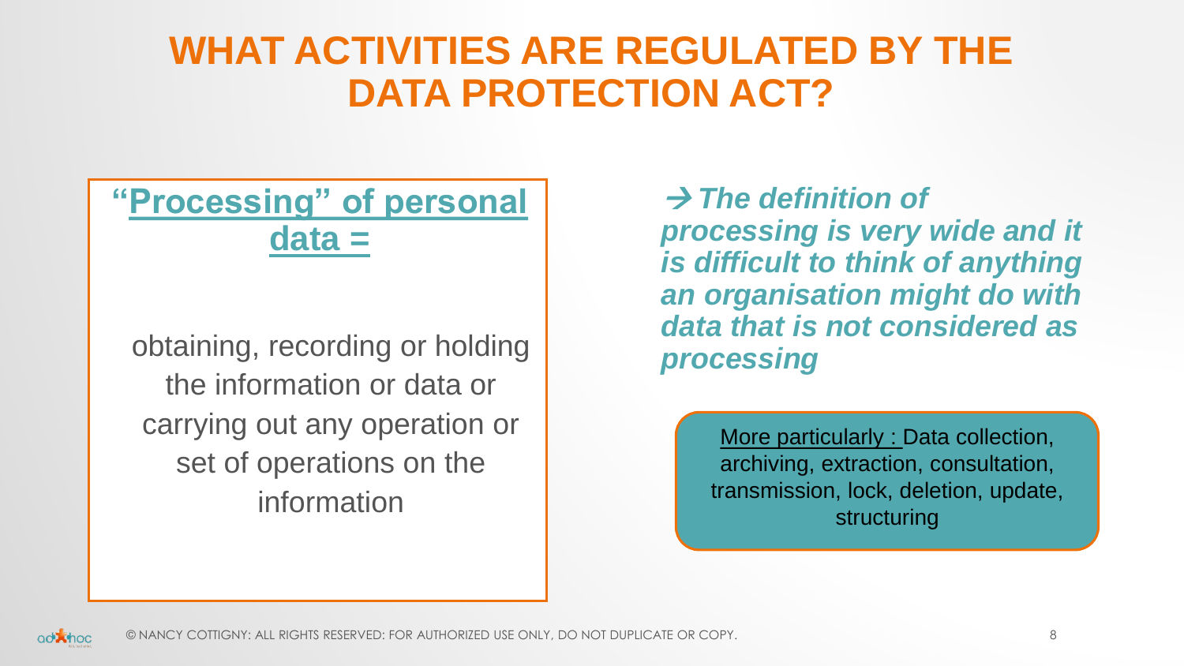# WHAT ACTIVITIES ARE REGULATED BY THE DATA PROTECTION ACT?

**"Processing" of personal data =**

obtaining, recording or holding the information or data or carrying out any operation or set of operations on the information

***→ The definition of processing is very wide and it is difficult to think of anything an organisation might do with data that is not considered as processing***

More particularly : Data collection, archiving, extraction, consultation, transmission, lock, deletion, update, structuring

© NANCY COTTIGNY: ALL RIGHTS RESERVED: FOR AUTHORIZED USE ONLY, DO NOT DUPLICATE OR COPY.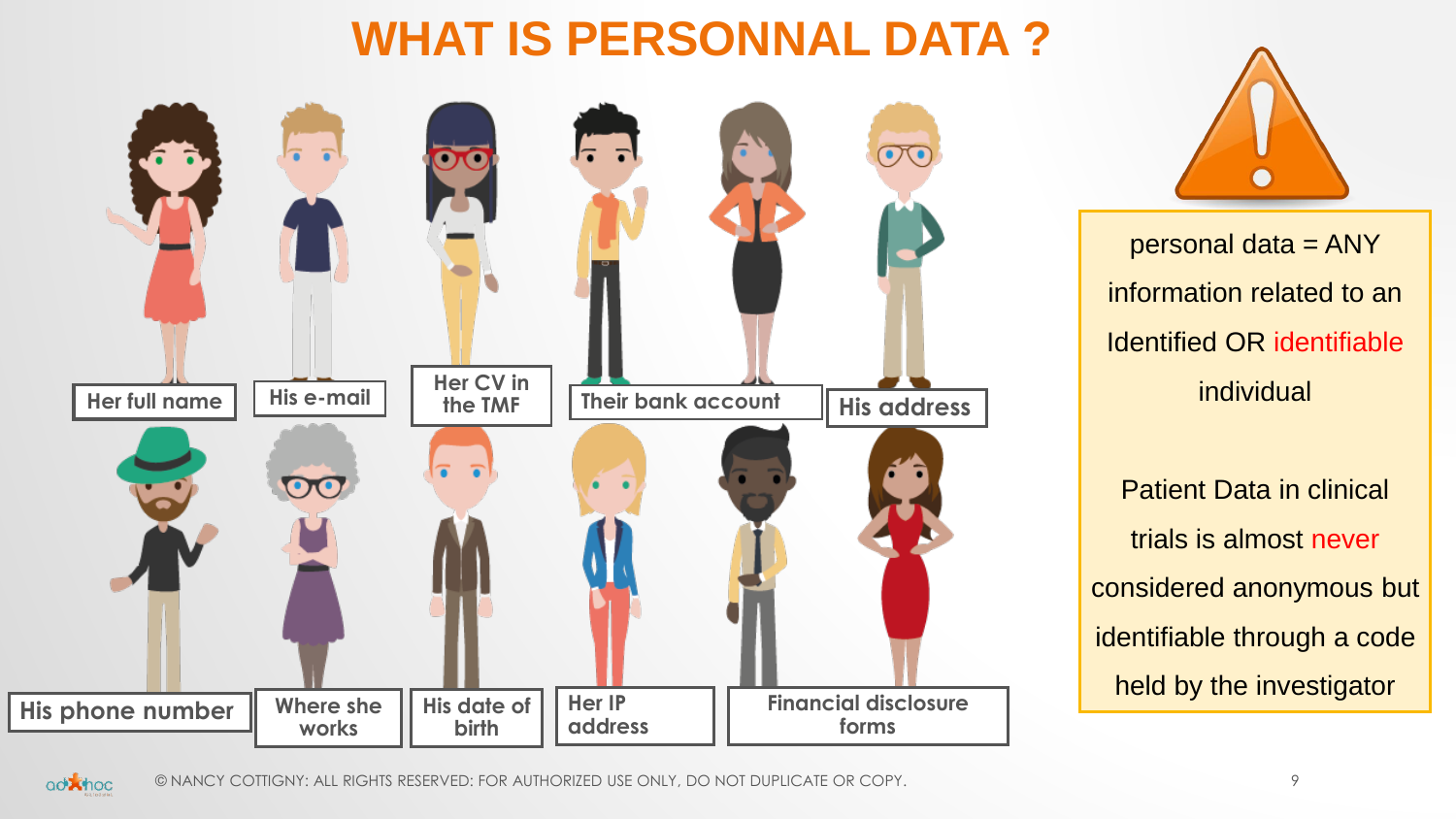# WHAT IS PERSONNAL DATA ?

Her full name

His e-mail

Her CV in the TMF

Their bank account

His address

His phone number

Where she works

His date of birth

Her IP address

Financial disclosure forms

personal data = ANY information related to an Identified OR identifiable individual

Patient Data in clinical trials is almost never considered anonymous but identifiable through a code held by the investigator

© NANCY COTTIGNY: ALL RIGHTS RESERVED: FOR AUTHORIZED USE ONLY, DO NOT DUPLICATE OR COPY.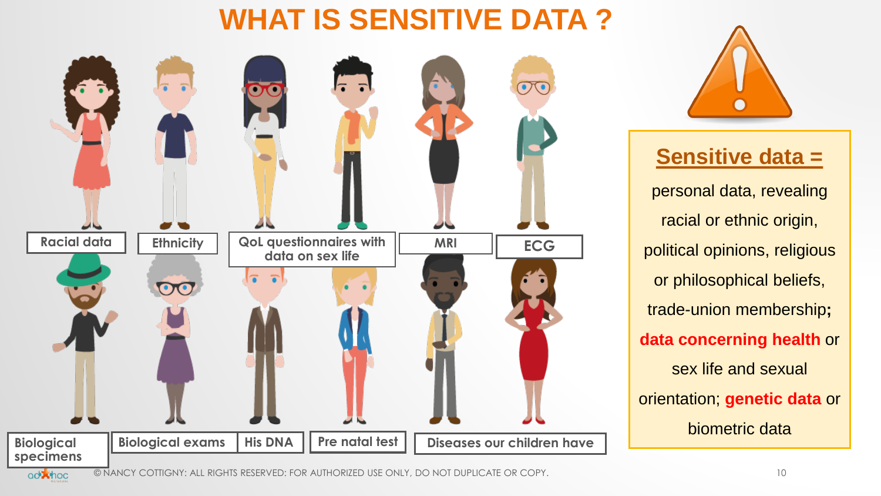# WHAT IS SENSITIVE DATA ?

Racial data

Ethnicity

QoL questionnaires with data on sex life

MRI

ECG

Biological specimens

Biological exams

His DNA

Pre natal test

Diseases our children have

**Sensitive data =**

personal data, revealing racial or ethnic origin, political opinions, religious or philosophical beliefs, trade-union membership**;** **data concerning health** or sex life and sexual orientation; **genetic data** or biometric data

© NANCY COTTIGNY: ALL RIGHTS RESERVED: FOR AUTHORIZED USE ONLY, DO NOT DUPLICATE OR COPY.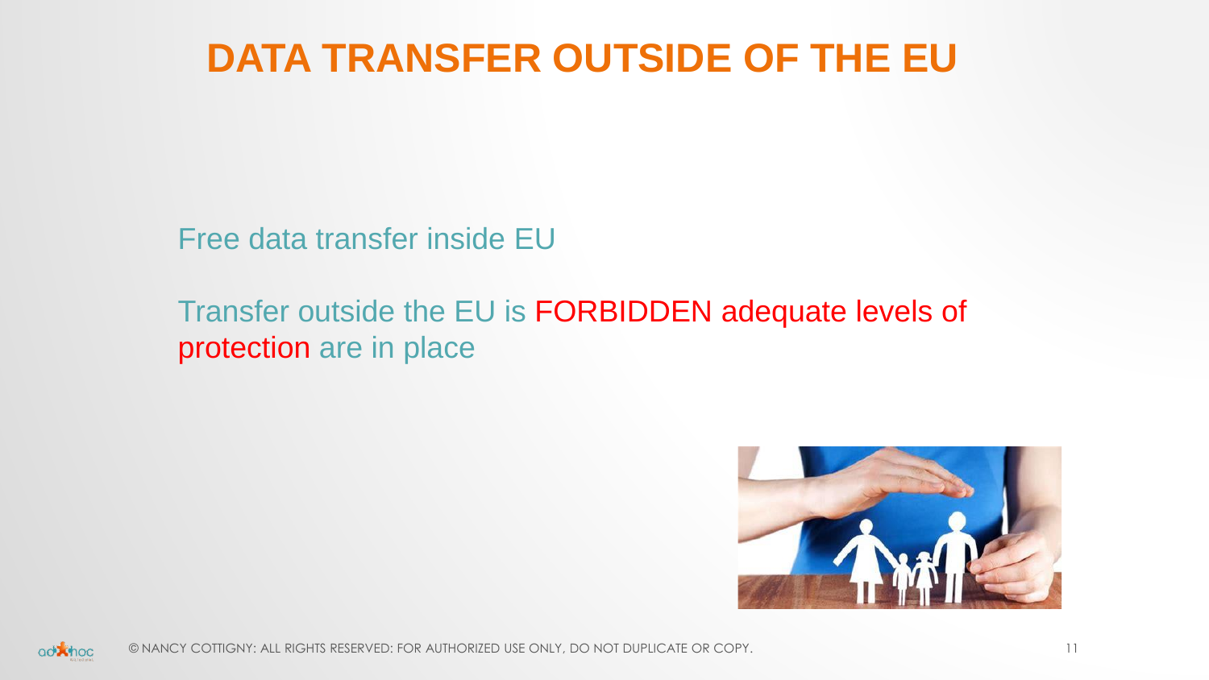# DATA TRANSFER OUTSIDE OF THE EU

Free data transfer inside EU

Transfer outside the EU is FORBIDDEN adequate levels of protection are in place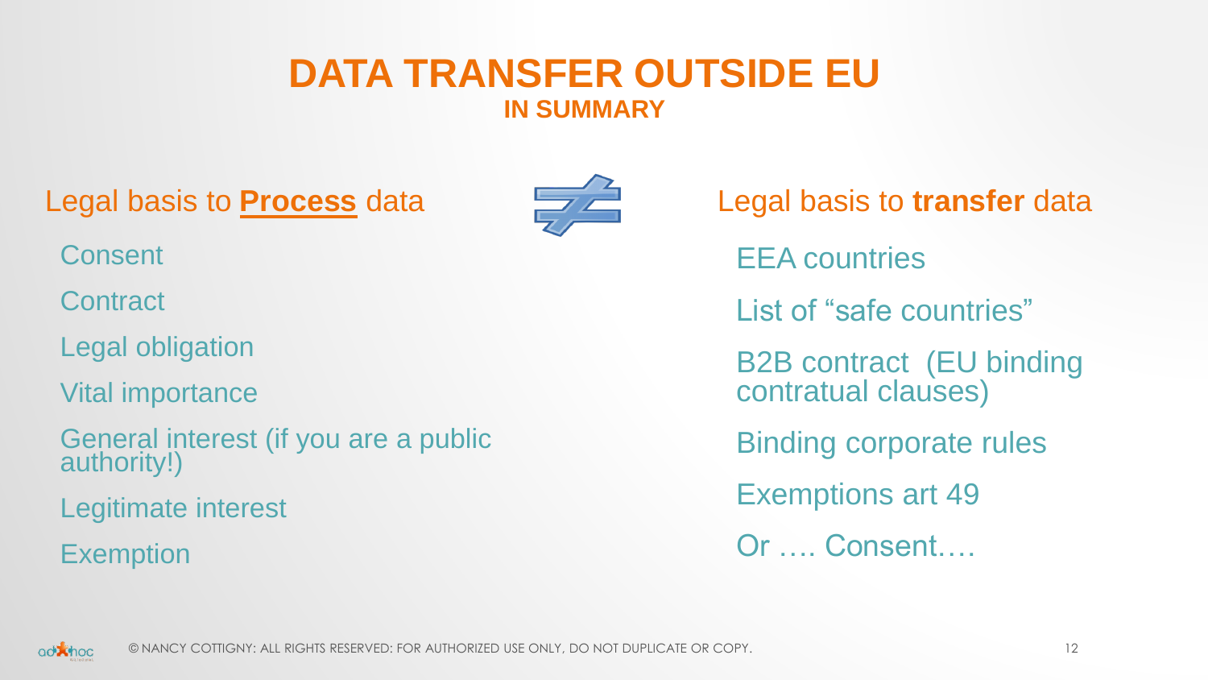# DATA TRANSFER OUTSIDE EU

## IN SUMMARY

Legal basis to **Process** data

- Consent
- Contract
- Legal obligation
- Vital importance
- General interest (if you are a public authority!)
- Legitimate interest
- Exemption

≠

Legal basis to **transfer** data

- EEA countries
- List of “safe countries”
- B2B contract (EU binding contratual clauses)
- Binding corporate rules
- Exemptions art 49
- Or …. Consent….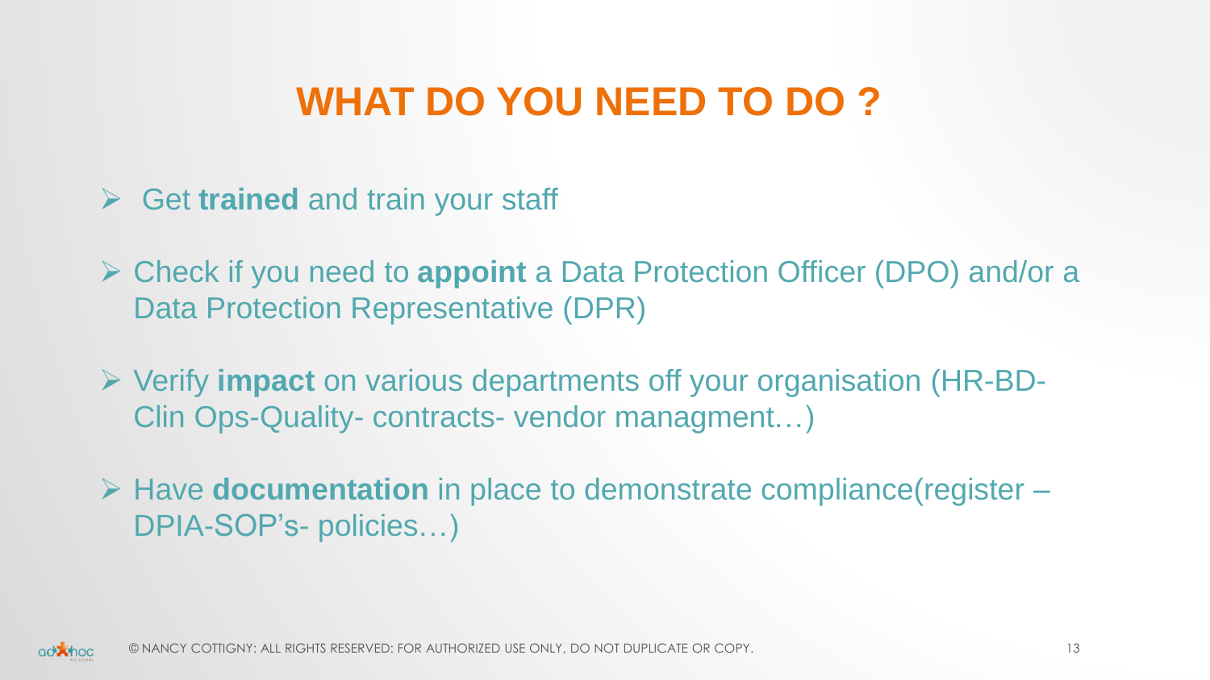# WHAT DO YOU NEED TO DO ?

- Get **trained** and train your staff
- Check if you need to **appoint** a Data Protection Officer (DPO) and/or a Data Protection Representative (DPR)
- Verify **impact** on various departments off your organisation (HR-BD-Clin Ops-Quality- contracts- vendor managment…)
- Have **documentation** in place to demonstrate compliance(register – DPIA-SOP's- policies…)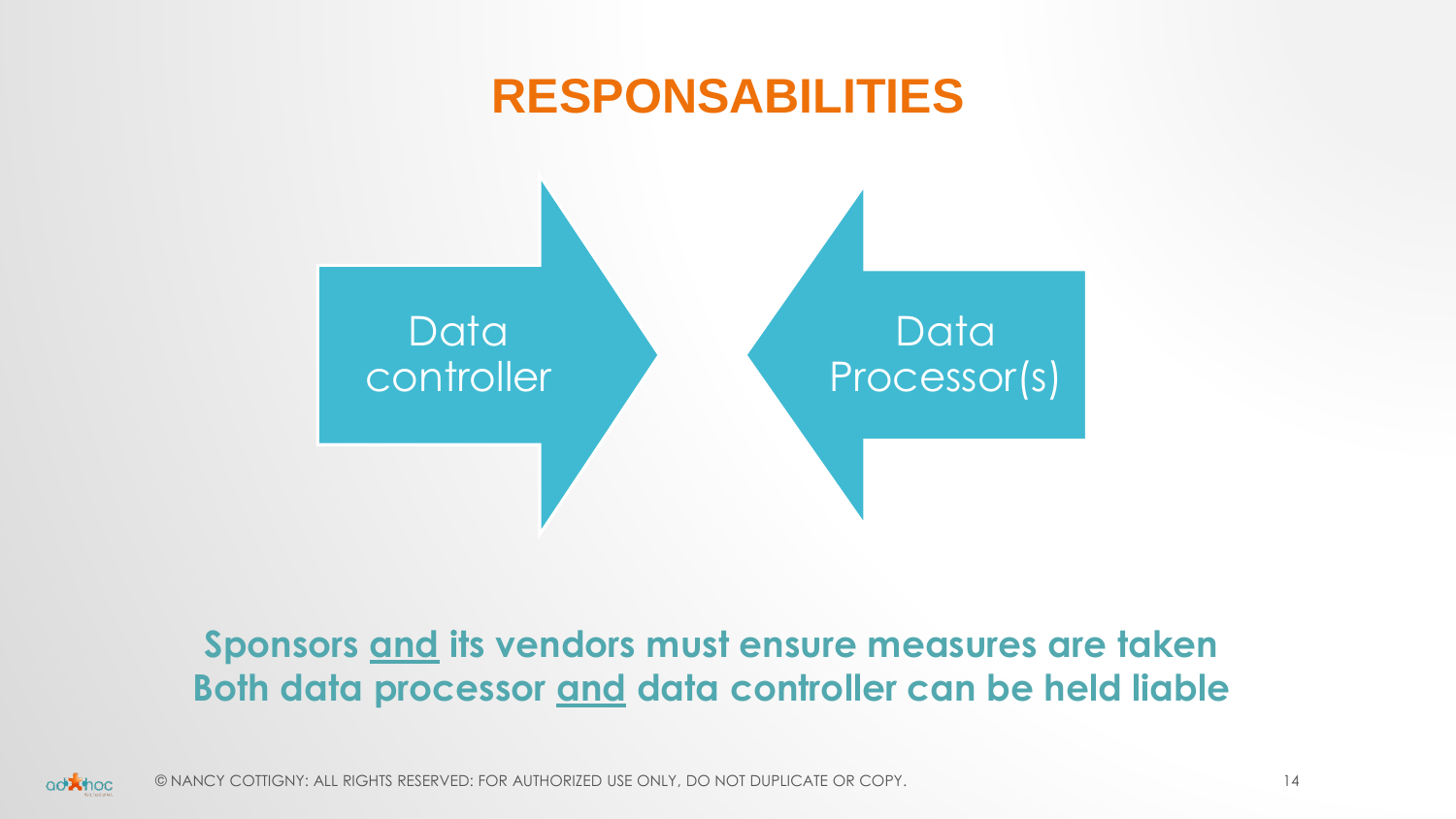# RESPONSABILITIES

Data controller

Data Processor(s)

**Sponsors <u>and</u> its vendors must ensure measures are taken**
**Both data processor <u>and</u> data controller can be held liable**

© NANCY COTTIGNY: ALL RIGHTS RESERVED: FOR AUTHORIZED USE ONLY, DO NOT DUPLICATE OR COPY.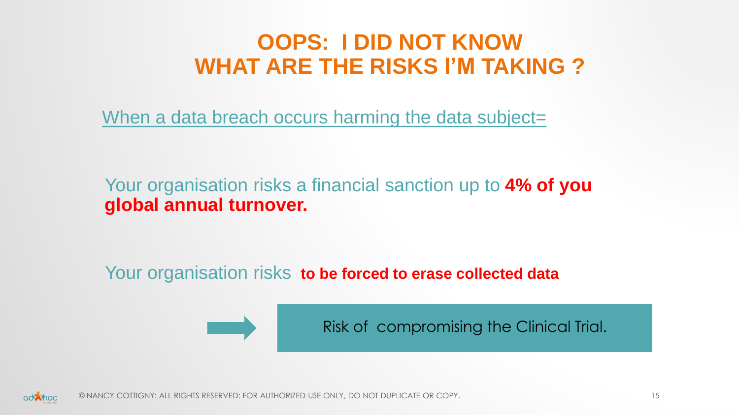# OOPS: I DID NOT KNOW WHAT ARE THE RISKS I'M TAKING ?

When a data breach occurs harming the data subject=

Your organisation risks a financial sanction up to **4% of you global annual turnover.**

Your organisation risks **to be forced to erase collected data**

→ Risk of compromising the Clinical Trial.

© NANCY COTTIGNY: ALL RIGHTS RESERVED: FOR AUTHORIZED USE ONLY, DO NOT DUPLICATE OR COPY.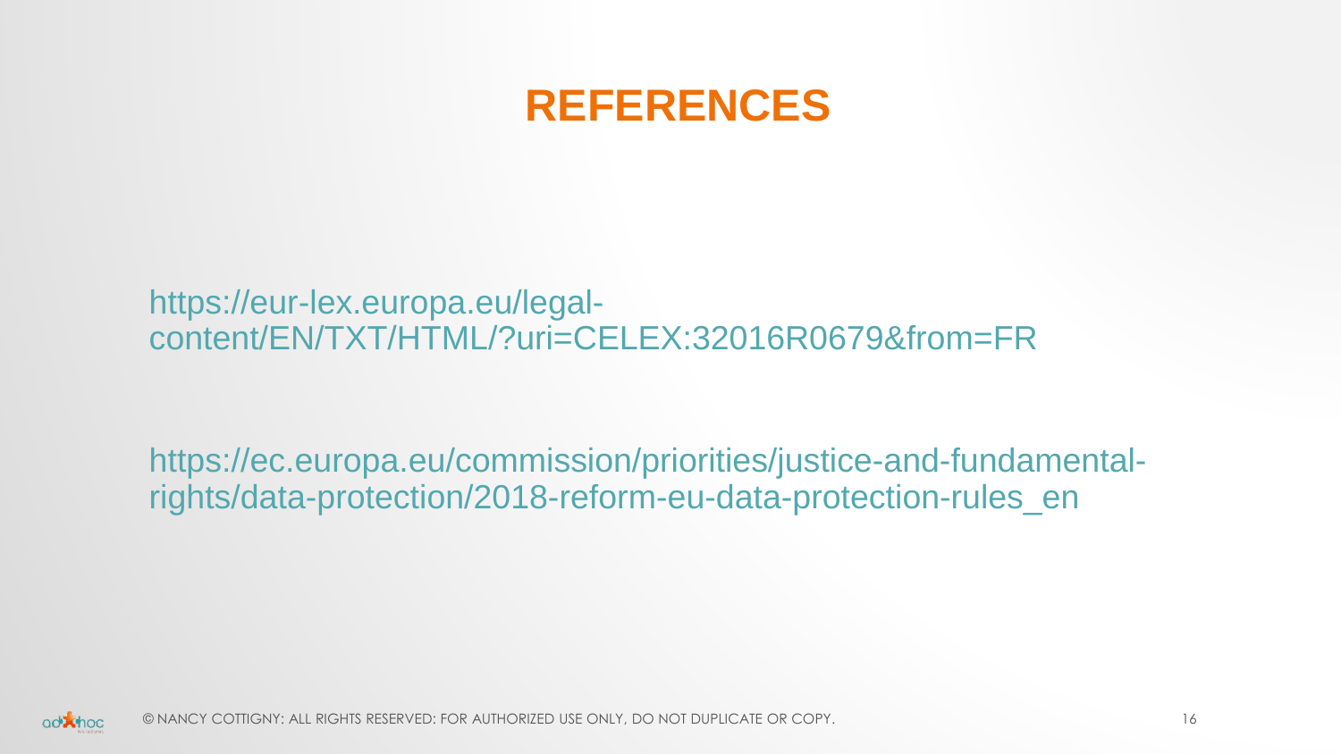# REFERENCES

https://eur-lex.europa.eu/legal-content/EN/TXT/HTML/?uri=CELEX:32016R0679&from=FR

https://ec.europa.eu/commission/priorities/justice-and-fundamental-rights/data-protection/2018-reform-eu-data-protection-rules_en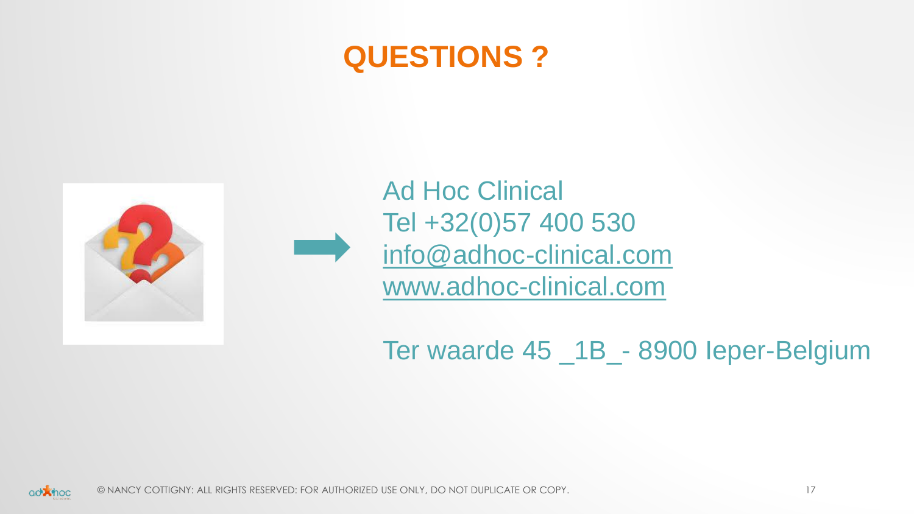# QUESTIONS ?

Ad Hoc Clinical
Tel +32(0)57 400 530
info@adhoc-clinical.com
www.adhoc-clinical.com

Ter waarde 45 _1B_- 8900 Ieper-Belgium

© NANCY COTTIGNY: ALL RIGHTS RESERVED: FOR AUTHORIZED USE ONLY, DO NOT DUPLICATE OR COPY.